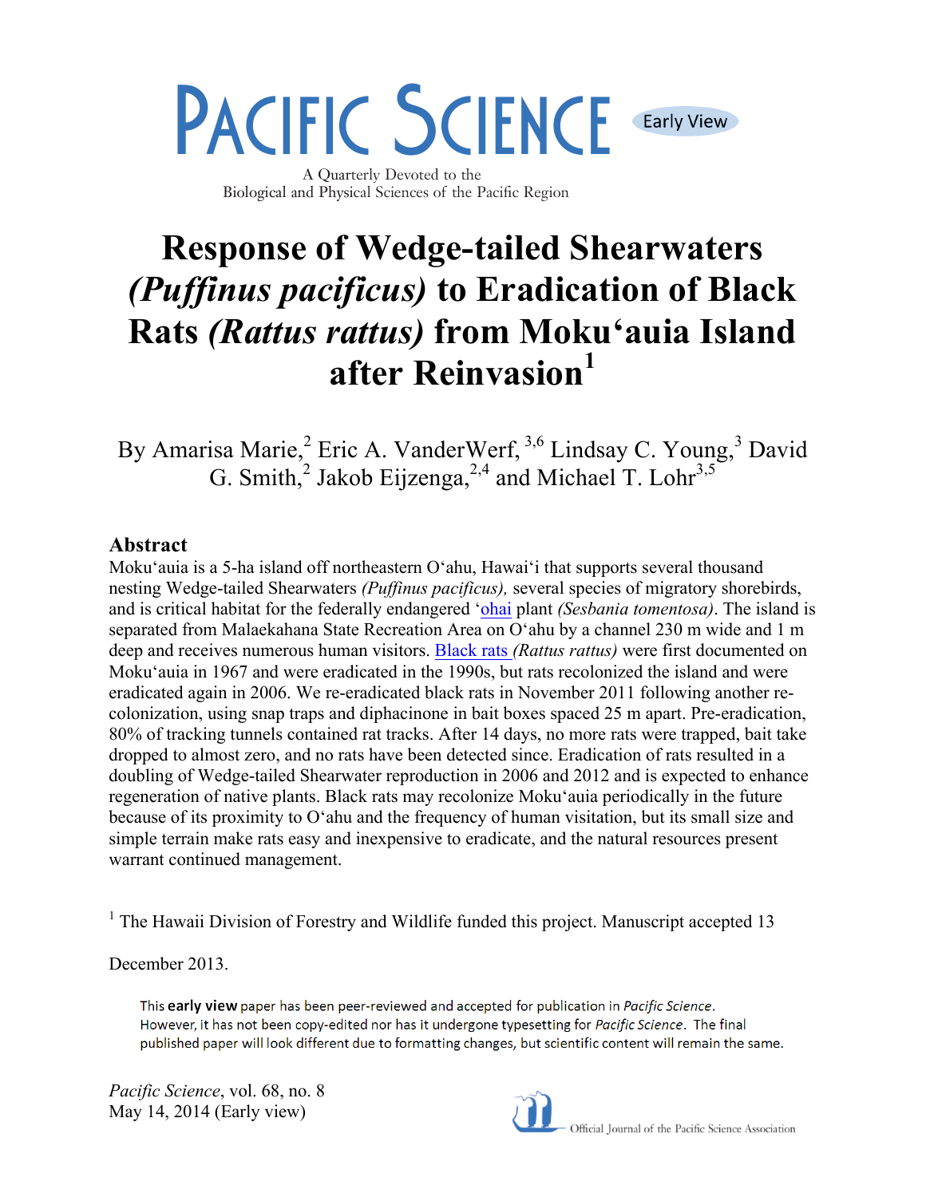# Response of Wedge-tailed Shearwaters *(Puffinus pacificus)* to Eradication of Black Rats *(Rattus rattus)* from Moku'auia Island after Reinvasion[1]

By Amarisa Marie,[2] Eric A. VanderWerf,[3,6] Lindsay C. Young,[3] David G. Smith,[2] Jakob Eijzenga,[2,4] and Michael T. Lohr[3,5]

## Abstract

Moku'auia is a 5-ha island off northeastern O'ahu, Hawai'i that supports several thousand nesting Wedge-tailed Shearwaters *(Puffinus pacificus),* several species of migratory shorebirds, and is critical habitat for the federally endangered 'ohai plant *(Sesbania tomentosa)*. The island is separated from Malaekahana State Recreation Area on O'ahu by a channel 230 m wide and 1 m deep and receives numerous human visitors. Black rats *(Rattus rattus)* were first documented on Moku'auia in 1967 and were eradicated in the 1990s, but rats recolonized the island and were eradicated again in 2006. We re-eradicated black rats in November 2011 following another re-colonization, using snap traps and diphacinone in bait boxes spaced 25 m apart. Pre-eradication, 80% of tracking tunnels contained rat tracks. After 14 days, no more rats were trapped, bait take dropped to almost zero, and no rats have been detected since. Eradication of rats resulted in a doubling of Wedge-tailed Shearwater reproduction in 2006 and 2012 and is expected to enhance regeneration of native plants. Black rats may recolonize Moku'auia periodically in the future because of its proximity to O'ahu and the frequency of human visitation, but its small size and simple terrain make rats easy and inexpensive to eradicate, and the natural resources present warrant continued management.

[1] The Hawaii Division of Forestry and Wildlife funded this project. Manuscript accepted 13 December 2013.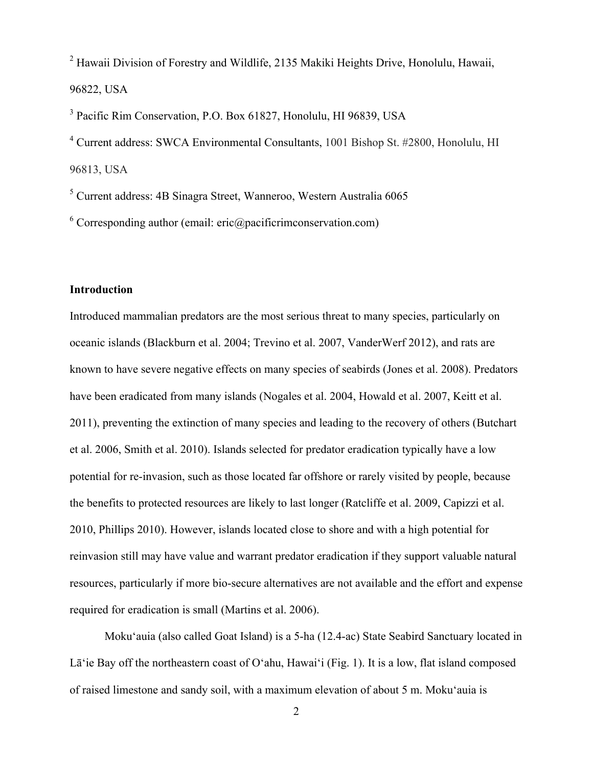[2] Hawaii Division of Forestry and Wildlife, 2135 Makiki Heights Drive, Honolulu, Hawaii, 96822, USA

[3] Pacific Rim Conservation, P.O. Box 61827, Honolulu, HI 96839, USA

[4] Current address: SWCA Environmental Consultants, 1001 Bishop St. #2800, Honolulu, HI 96813, USA

[5] Current address: 4B Sinagra Street, Wanneroo, Western Australia 6065

[6] Corresponding author (email: eric@pacificrimconservation.com)

## Introduction

Introduced mammalian predators are the most serious threat to many species, particularly on oceanic islands (Blackburn et al. 2004; Trevino et al. 2007, VanderWerf 2012), and rats are known to have severe negative effects on many species of seabirds (Jones et al. 2008). Predators have been eradicated from many islands (Nogales et al. 2004, Howald et al. 2007, Keitt et al. 2011), preventing the extinction of many species and leading to the recovery of others (Butchart et al. 2006, Smith et al. 2010). Islands selected for predator eradication typically have a low potential for re-invasion, such as those located far offshore or rarely visited by people, because the benefits to protected resources are likely to last longer (Ratcliffe et al. 2009, Capizzi et al. 2010, Phillips 2010). However, islands located close to shore and with a high potential for reinvasion still may have value and warrant predator eradication if they support valuable natural resources, particularly if more bio-secure alternatives are not available and the effort and expense required for eradication is small (Martins et al. 2006).

Moku‘auia (also called Goat Island) is a 5-ha (12.4-ac) State Seabird Sanctuary located in Lā‘ie Bay off the northeastern coast of O‘ahu, Hawai‘i (Fig. 1). It is a low, flat island composed of raised limestone and sandy soil, with a maximum elevation of about 5 m. Moku‘auia is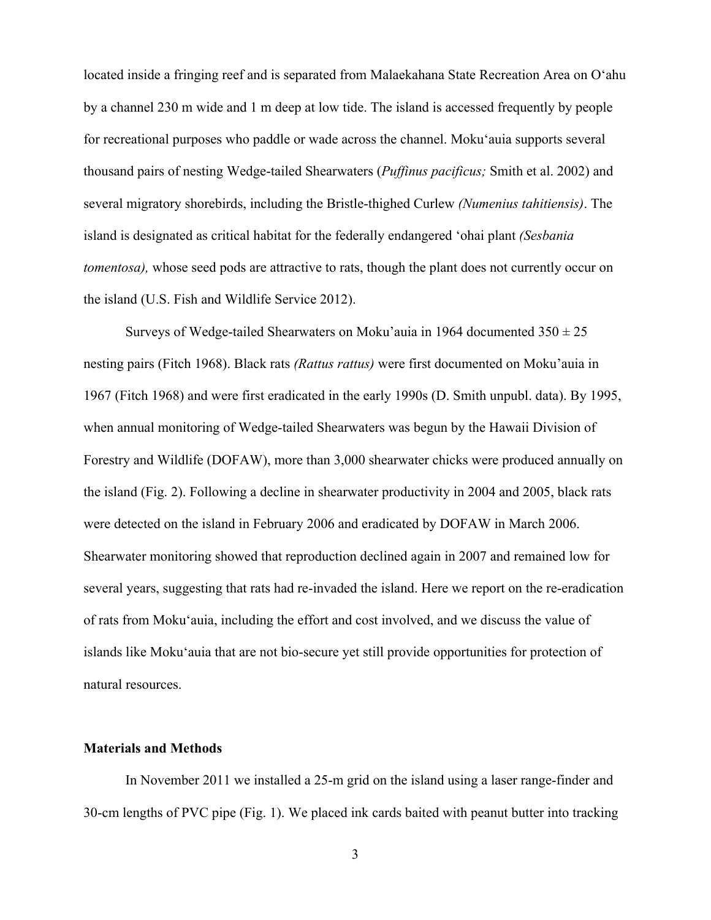located inside a fringing reef and is separated from Malaekahana State Recreation Area on O'ahu by a channel 230 m wide and 1 m deep at low tide. The island is accessed frequently by people for recreational purposes who paddle or wade across the channel. Moku'auia supports several thousand pairs of nesting Wedge-tailed Shearwaters (*Puffinus pacificus;* Smith et al. 2002) and several migratory shorebirds, including the Bristle-thighed Curlew *(Numenius tahitiensis)*. The island is designated as critical habitat for the federally endangered 'ohai plant *(Sesbania tomentosa),* whose seed pods are attractive to rats, though the plant does not currently occur on the island (U.S. Fish and Wildlife Service 2012).

Surveys of Wedge-tailed Shearwaters on Moku'auia in 1964 documented 350 ± 25 nesting pairs (Fitch 1968). Black rats *(Rattus rattus)* were first documented on Moku'auia in 1967 (Fitch 1968) and were first eradicated in the early 1990s (D. Smith unpubl. data). By 1995, when annual monitoring of Wedge-tailed Shearwaters was begun by the Hawaii Division of Forestry and Wildlife (DOFAW), more than 3,000 shearwater chicks were produced annually on the island (Fig. 2). Following a decline in shearwater productivity in 2004 and 2005, black rats were detected on the island in February 2006 and eradicated by DOFAW in March 2006. Shearwater monitoring showed that reproduction declined again in 2007 and remained low for several years, suggesting that rats had re-invaded the island. Here we report on the re-eradication of rats from Moku'auia, including the effort and cost involved, and we discuss the value of islands like Moku'auia that are not bio-secure yet still provide opportunities for protection of natural resources.

## Materials and Methods

In November 2011 we installed a 25-m grid on the island using a laser range-finder and 30-cm lengths of PVC pipe (Fig. 1). We placed ink cards baited with peanut butter into tracking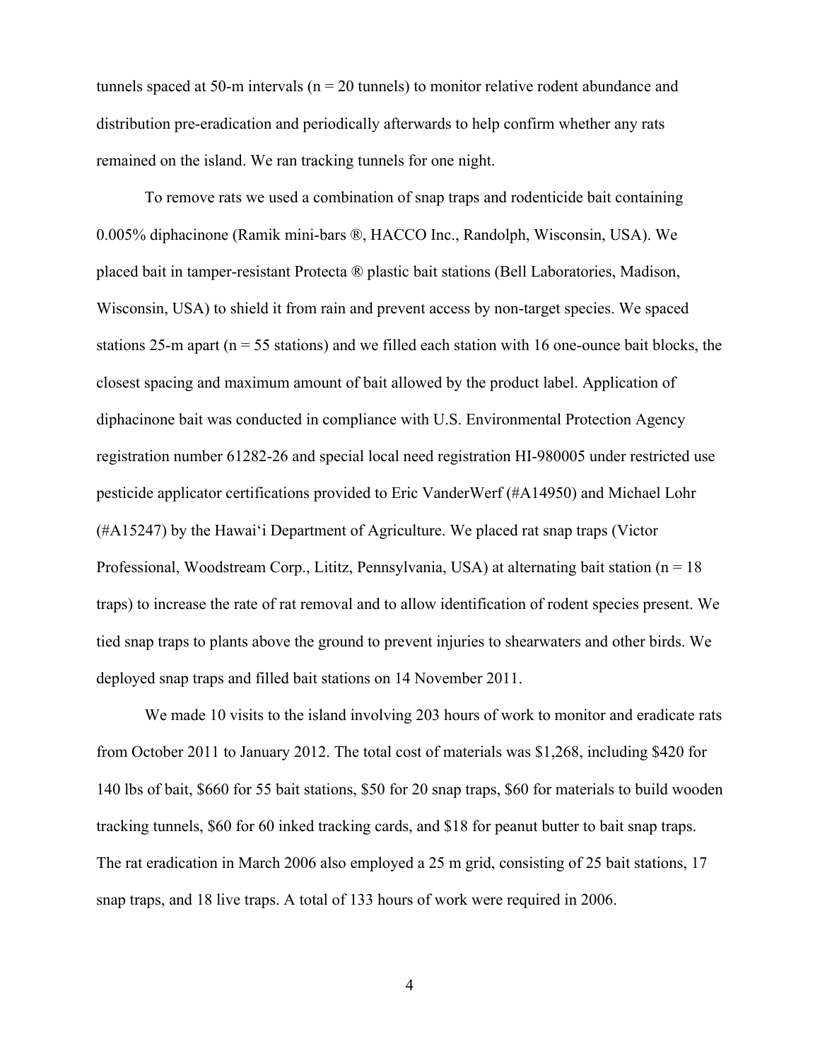tunnels spaced at 50-m intervals (n = 20 tunnels) to monitor relative rodent abundance and distribution pre-eradication and periodically afterwards to help confirm whether any rats remained on the island. We ran tracking tunnels for one night.

To remove rats we used a combination of snap traps and rodenticide bait containing 0.005% diphacinone (Ramik mini-bars ®, HACCO Inc., Randolph, Wisconsin, USA). We placed bait in tamper-resistant Protecta ® plastic bait stations (Bell Laboratories, Madison, Wisconsin, USA) to shield it from rain and prevent access by non-target species. We spaced stations 25-m apart (n = 55 stations) and we filled each station with 16 one-ounce bait blocks, the closest spacing and maximum amount of bait allowed by the product label. Application of diphacinone bait was conducted in compliance with U.S. Environmental Protection Agency registration number 61282-26 and special local need registration HI-980005 under restricted use pesticide applicator certifications provided to Eric VanderWerf (#A14950) and Michael Lohr (#A15247) by the Hawaiʻi Department of Agriculture. We placed rat snap traps (Victor Professional, Woodstream Corp., Lititz, Pennsylvania, USA) at alternating bait station (n = 18 traps) to increase the rate of rat removal and to allow identification of rodent species present. We tied snap traps to plants above the ground to prevent injuries to shearwaters and other birds. We deployed snap traps and filled bait stations on 14 November 2011.

We made 10 visits to the island involving 203 hours of work to monitor and eradicate rats from October 2011 to January 2012. The total cost of materials was $1,268, including $420 for 140 lbs of bait, $660 for 55 bait stations, $50 for 20 snap traps, $60 for materials to build wooden tracking tunnels, $60 for 60 inked tracking cards, and $18 for peanut butter to bait snap traps. The rat eradication in March 2006 also employed a 25 m grid, consisting of 25 bait stations, 17 snap traps, and 18 live traps. A total of 133 hours of work were required in 2006.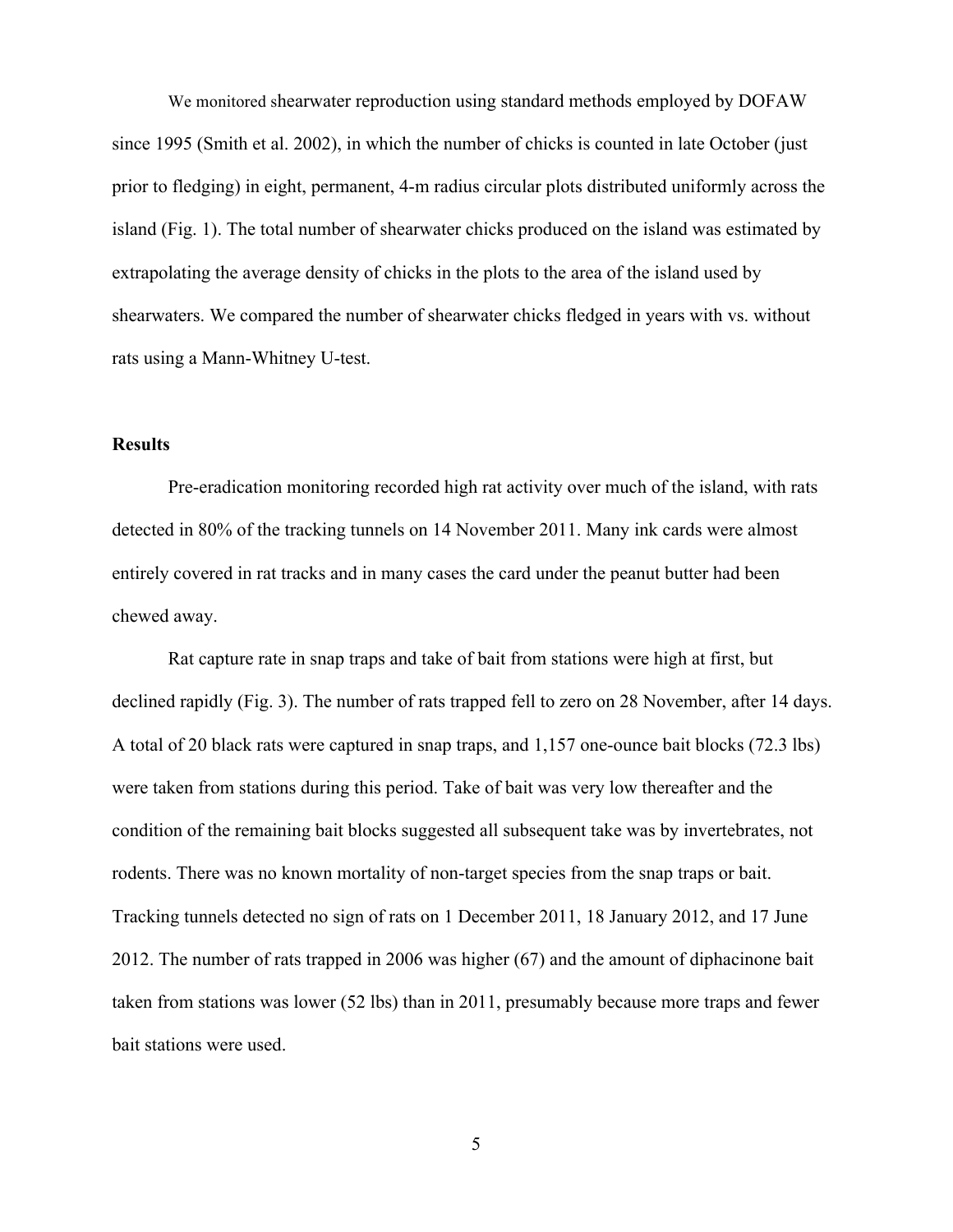We monitored shearwater reproduction using standard methods employed by DOFAW since 1995 (Smith et al. 2002), in which the number of chicks is counted in late October (just prior to fledging) in eight, permanent, 4-m radius circular plots distributed uniformly across the island (Fig. 1). The total number of shearwater chicks produced on the island was estimated by extrapolating the average density of chicks in the plots to the area of the island used by shearwaters. We compared the number of shearwater chicks fledged in years with vs. without rats using a Mann-Whitney U-test.

## Results

Pre-eradication monitoring recorded high rat activity over much of the island, with rats detected in 80% of the tracking tunnels on 14 November 2011. Many ink cards were almost entirely covered in rat tracks and in many cases the card under the peanut butter had been chewed away.

Rat capture rate in snap traps and take of bait from stations were high at first, but declined rapidly (Fig. 3). The number of rats trapped fell to zero on 28 November, after 14 days. A total of 20 black rats were captured in snap traps, and 1,157 one-ounce bait blocks (72.3 lbs) were taken from stations during this period. Take of bait was very low thereafter and the condition of the remaining bait blocks suggested all subsequent take was by invertebrates, not rodents. There was no known mortality of non-target species from the snap traps or bait. Tracking tunnels detected no sign of rats on 1 December 2011, 18 January 2012, and 17 June 2012. The number of rats trapped in 2006 was higher (67) and the amount of diphacinone bait taken from stations was lower (52 lbs) than in 2011, presumably because more traps and fewer bait stations were used.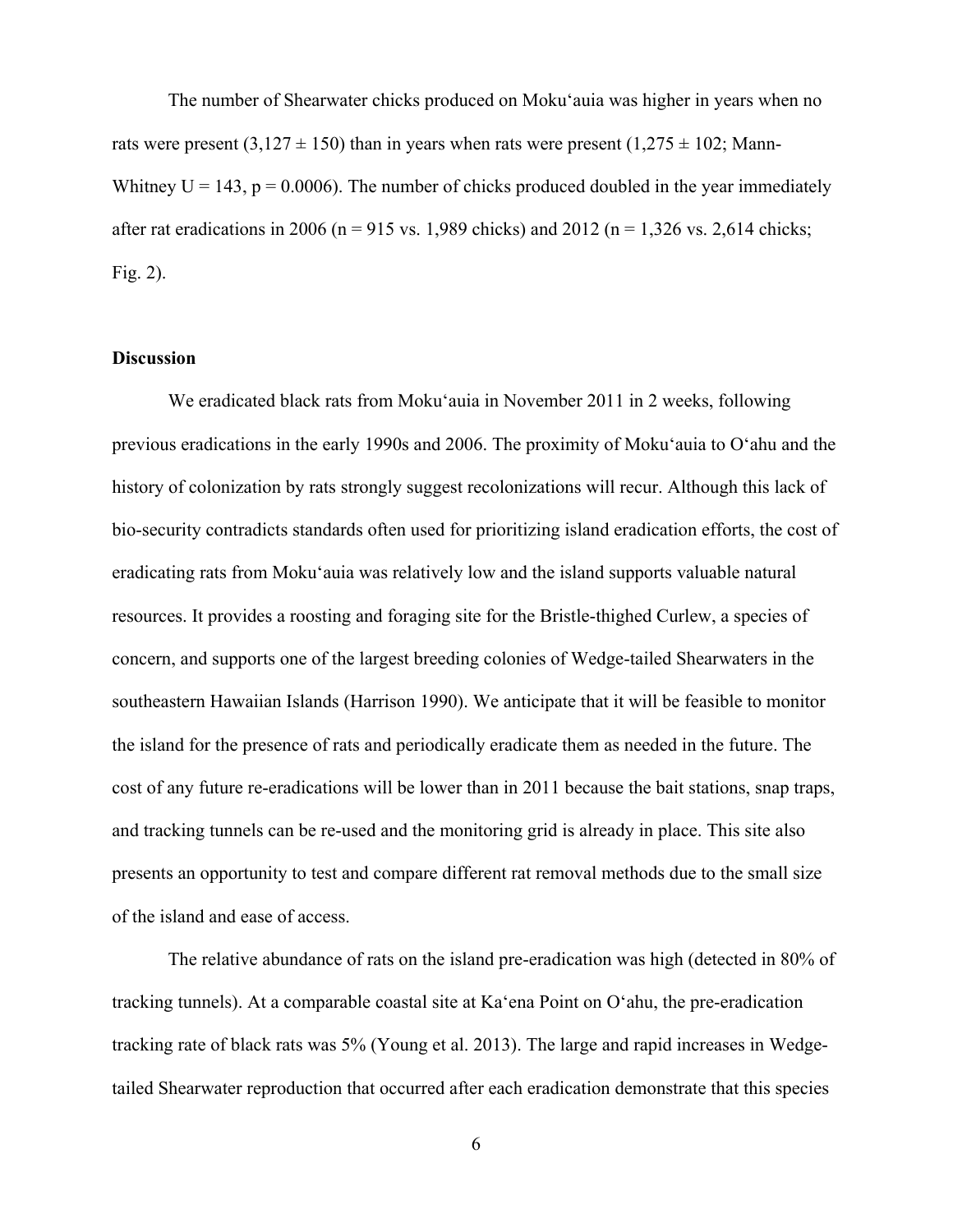The number of Shearwater chicks produced on Moku'auia was higher in years when no rats were present (3,127 ± 150) than in years when rats were present (1,275 ± 102; Mann-Whitney $U = 143$, $p = 0.0006$). The number of chicks produced doubled in the year immediately after rat eradications in 2006 ($n = 915$ vs. 1,989 chicks) and 2012 ($n = 1,326$ vs. 2,614 chicks; Fig. 2).

**Discussion**

We eradicated black rats from Moku'auia in November 2011 in 2 weeks, following previous eradications in the early 1990s and 2006. The proximity of Moku'auia to O'ahu and the history of colonization by rats strongly suggest recolonizations will recur. Although this lack of bio-security contradicts standards often used for prioritizing island eradication efforts, the cost of eradicating rats from Moku'auia was relatively low and the island supports valuable natural resources. It provides a roosting and foraging site for the Bristle-thighed Curlew, a species of concern, and supports one of the largest breeding colonies of Wedge-tailed Shearwaters in the southeastern Hawaiian Islands (Harrison 1990). We anticipate that it will be feasible to monitor the island for the presence of rats and periodically eradicate them as needed in the future. The cost of any future re-eradications will be lower than in 2011 because the bait stations, snap traps, and tracking tunnels can be re-used and the monitoring grid is already in place. This site also presents an opportunity to test and compare different rat removal methods due to the small size of the island and ease of access.

The relative abundance of rats on the island pre-eradication was high (detected in 80% of tracking tunnels). At a comparable coastal site at Ka'ena Point on O'ahu, the pre-eradication tracking rate of black rats was 5% (Young et al. 2013). The large and rapid increases in Wedge-tailed Shearwater reproduction that occurred after each eradication demonstrate that this species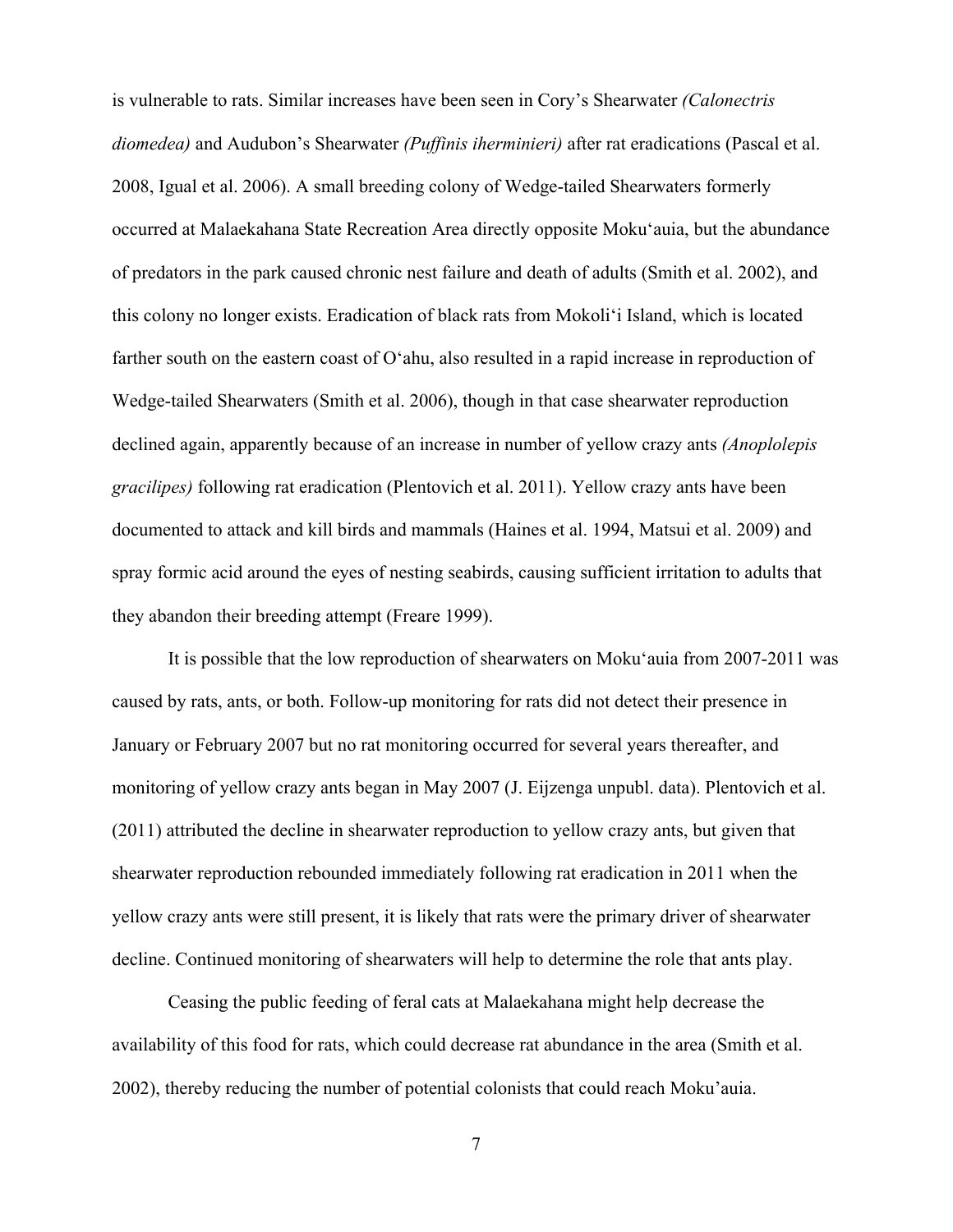is vulnerable to rats. Similar increases have been seen in Cory's Shearwater *(Calonectris diomedea)* and Audubon's Shearwater *(Puffinis iherminieri)* after rat eradications (Pascal et al. 2008, Igual et al. 2006). A small breeding colony of Wedge-tailed Shearwaters formerly occurred at Malaekahana State Recreation Area directly opposite Moku'auia, but the abundance of predators in the park caused chronic nest failure and death of adults (Smith et al. 2002), and this colony no longer exists. Eradication of black rats from Mokoli'i Island, which is located farther south on the eastern coast of O'ahu, also resulted in a rapid increase in reproduction of Wedge-tailed Shearwaters (Smith et al. 2006), though in that case shearwater reproduction declined again, apparently because of an increase in number of yellow crazy ants *(Anoplolepis gracilipes)* following rat eradication (Plentovich et al. 2011). Yellow crazy ants have been documented to attack and kill birds and mammals (Haines et al. 1994, Matsui et al. 2009) and spray formic acid around the eyes of nesting seabirds, causing sufficient irritation to adults that they abandon their breeding attempt (Freare 1999).

It is possible that the low reproduction of shearwaters on Moku'auia from 2007-2011 was caused by rats, ants, or both. Follow-up monitoring for rats did not detect their presence in January or February 2007 but no rat monitoring occurred for several years thereafter, and monitoring of yellow crazy ants began in May 2007 (J. Eijzenga unpubl. data). Plentovich et al. (2011) attributed the decline in shearwater reproduction to yellow crazy ants, but given that shearwater reproduction rebounded immediately following rat eradication in 2011 when the yellow crazy ants were still present, it is likely that rats were the primary driver of shearwater decline. Continued monitoring of shearwaters will help to determine the role that ants play.

Ceasing the public feeding of feral cats at Malaekahana might help decrease the availability of this food for rats, which could decrease rat abundance in the area (Smith et al. 2002), thereby reducing the number of potential colonists that could reach Moku'auia.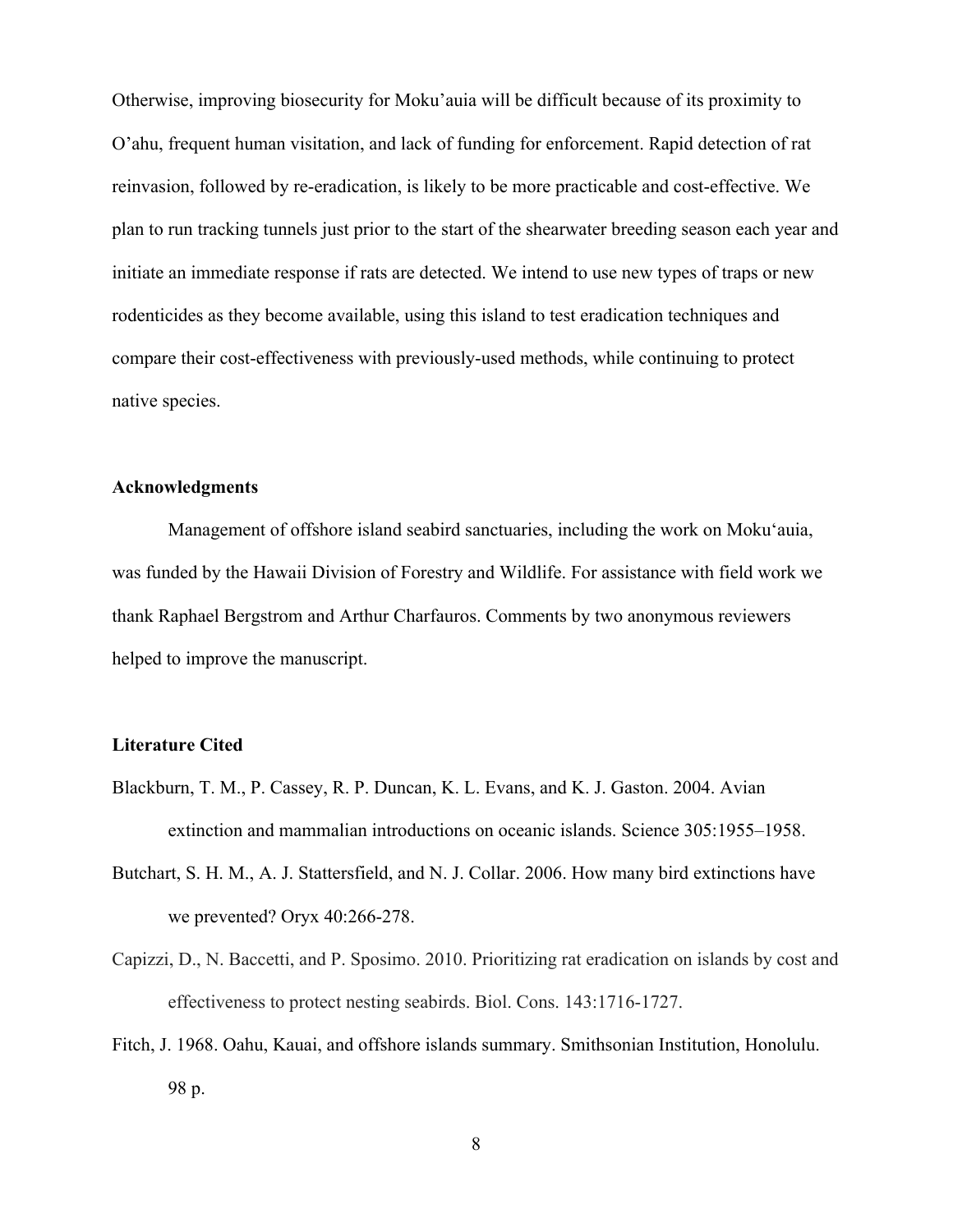Otherwise, improving biosecurity for Moku'auia will be difficult because of its proximity to O'ahu, frequent human visitation, and lack of funding for enforcement. Rapid detection of rat reinvasion, followed by re-eradication, is likely to be more practicable and cost-effective. We plan to run tracking tunnels just prior to the start of the shearwater breeding season each year and initiate an immediate response if rats are detected. We intend to use new types of traps or new rodenticides as they become available, using this island to test eradication techniques and compare their cost-effectiveness with previously-used methods, while continuing to protect native species.

## Acknowledgments

Management of offshore island seabird sanctuaries, including the work on Moku'auia, was funded by the Hawaii Division of Forestry and Wildlife. For assistance with field work we thank Raphael Bergstrom and Arthur Charfauros. Comments by two anonymous reviewers helped to improve the manuscript.

## Literature Cited

Blackburn, T. M., P. Cassey, R. P. Duncan, K. L. Evans, and K. J. Gaston. 2004. Avian extinction and mammalian introductions on oceanic islands. Science 305:1955–1958.

Butchart, S. H. M., A. J. Stattersfield, and N. J. Collar. 2006. How many bird extinctions have we prevented? Oryx 40:266-278.

Capizzi, D., N. Baccetti, and P. Sposimo. 2010. Prioritizing rat eradication on islands by cost and effectiveness to protect nesting seabirds. Biol. Cons. 143:1716-1727.

Fitch, J. 1968. Oahu, Kauai, and offshore islands summary. Smithsonian Institution, Honolulu. 98 p.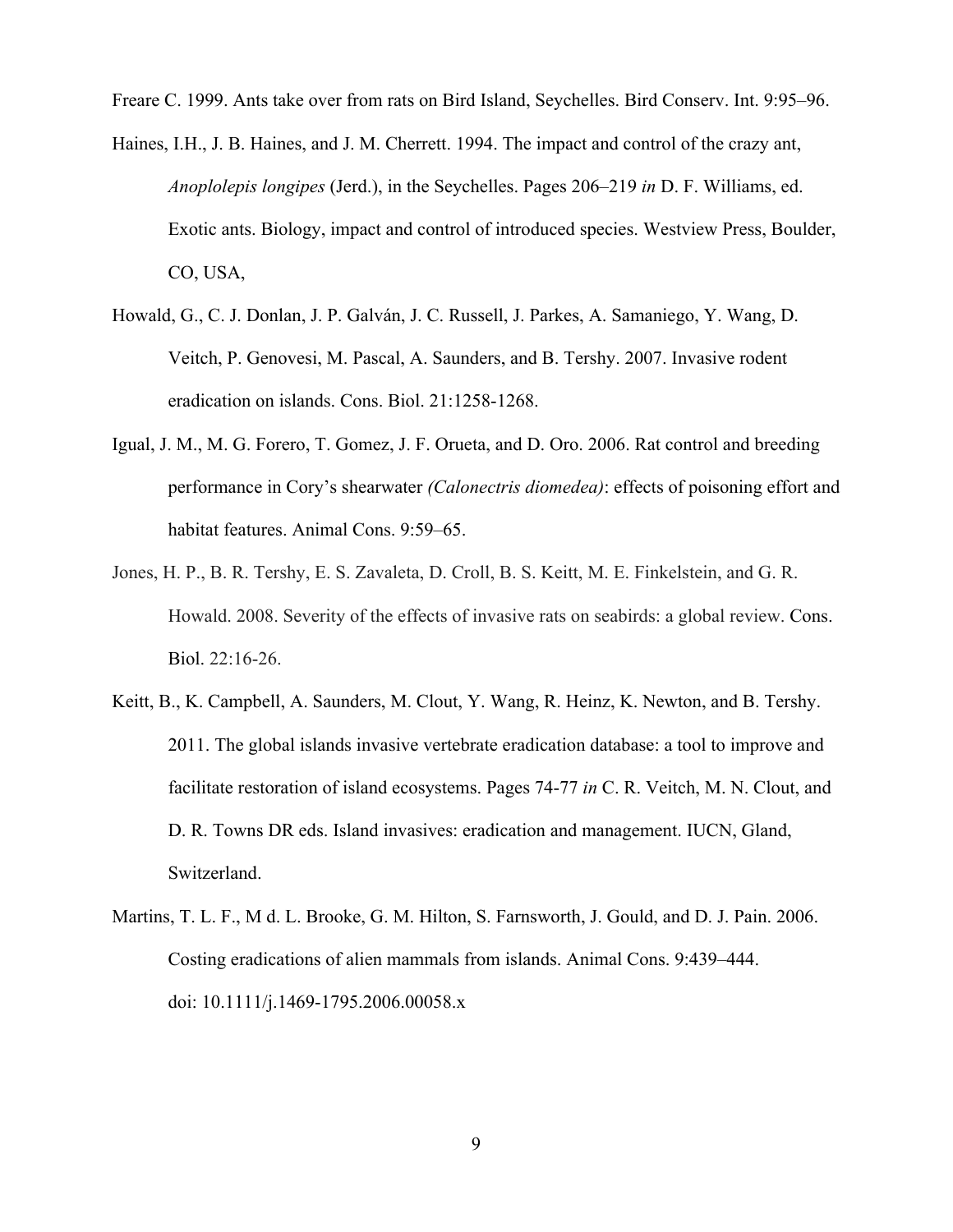Freare C. 1999. Ants take over from rats on Bird Island, Seychelles. Bird Conserv. Int. 9:95–96.

Haines, I.H., J. B. Haines, and J. M. Cherrett. 1994. The impact and control of the crazy ant, *Anoplolepis longipes* (Jerd.), in the Seychelles. Pages 206–219 *in* D. F. Williams, ed. Exotic ants. Biology, impact and control of introduced species. Westview Press, Boulder, CO, USA,

Howald, G., C. J. Donlan, J. P. Galván, J. C. Russell, J. Parkes, A. Samaniego, Y. Wang, D. Veitch, P. Genovesi, M. Pascal, A. Saunders, and B. Tershy. 2007. Invasive rodent eradication on islands. Cons. Biol. 21:1258-1268.

Igual, J. M., M. G. Forero, T. Gomez, J. F. Orueta, and D. Oro. 2006. Rat control and breeding performance in Cory's shearwater *(Calonectris diomedea)*: effects of poisoning effort and habitat features. Animal Cons. 9:59–65.

Jones, H. P., B. R. Tershy, E. S. Zavaleta, D. Croll, B. S. Keitt, M. E. Finkelstein, and G. R. Howald. 2008. Severity of the effects of invasive rats on seabirds: a global review. Cons. Biol. 22:16-26.

Keitt, B., K. Campbell, A. Saunders, M. Clout, Y. Wang, R. Heinz, K. Newton, and B. Tershy. 2011. The global islands invasive vertebrate eradication database: a tool to improve and facilitate restoration of island ecosystems. Pages 74-77 *in* C. R. Veitch, M. N. Clout, and D. R. Towns DR eds. Island invasives: eradication and management. IUCN, Gland, Switzerland.

Martins, T. L. F., M d. L. Brooke, G. M. Hilton, S. Farnsworth, J. Gould, and D. J. Pain. 2006. Costing eradications of alien mammals from islands. Animal Cons. 9:439–444. doi: 10.1111/j.1469-1795.2006.00058.x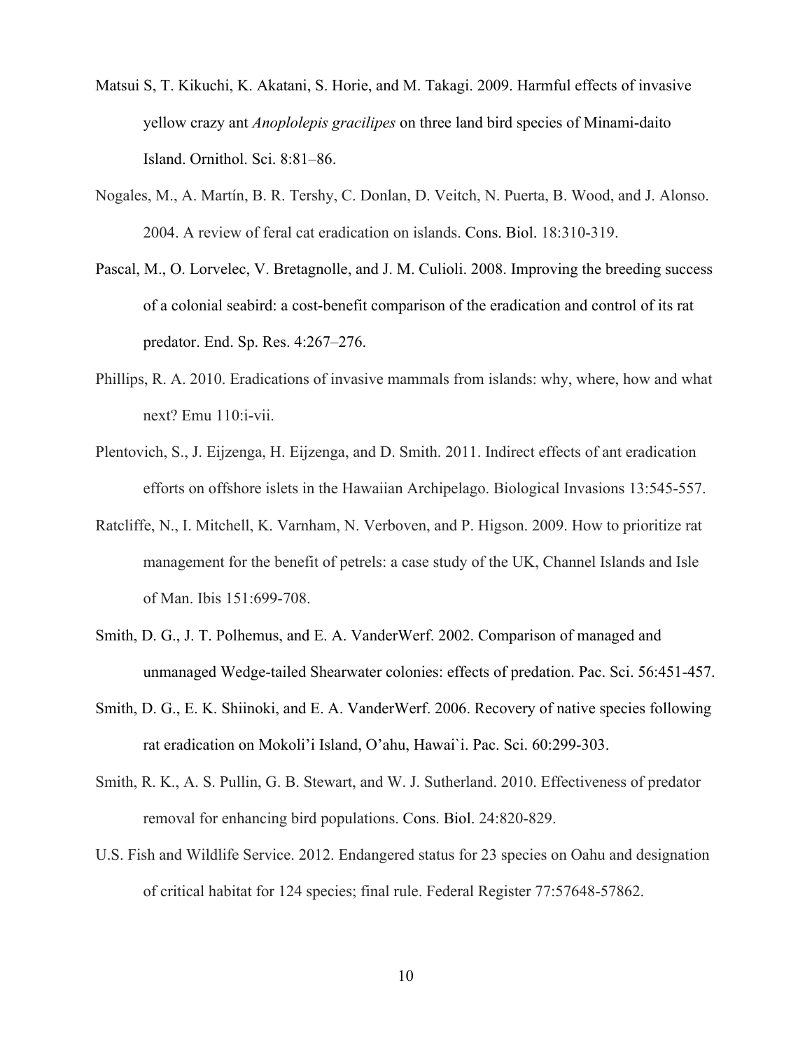Matsui S, T. Kikuchi, K. Akatani, S. Horie, and M. Takagi. 2009. Harmful effects of invasive yellow crazy ant *Anoplolepis gracilipes* on three land bird species of Minami-daito Island. Ornithol. Sci. 8:81–86.

Nogales, M., A. Martín, B. R. Tershy, C. Donlan, D. Veitch, N. Puerta, B. Wood, and J. Alonso. 2004. A review of feral cat eradication on islands. Cons. Biol. 18:310-319.

Pascal, M., O. Lorvelec, V. Bretagnolle, and J. M. Culioli. 2008. Improving the breeding success of a colonial seabird: a cost-benefit comparison of the eradication and control of its rat predator. End. Sp. Res. 4:267–276.

Phillips, R. A. 2010. Eradications of invasive mammals from islands: why, where, how and what next? Emu 110:i-vii.

Plentovich, S., J. Eijzenga, H. Eijzenga, and D. Smith. 2011. Indirect effects of ant eradication efforts on offshore islets in the Hawaiian Archipelago. Biological Invasions 13:545-557.

Ratcliffe, N., I. Mitchell, K. Varnham, N. Verboven, and P. Higson. 2009. How to prioritize rat management for the benefit of petrels: a case study of the UK, Channel Islands and Isle of Man. Ibis 151:699-708.

Smith, D. G., J. T. Polhemus, and E. A. VanderWerf. 2002. Comparison of managed and unmanaged Wedge-tailed Shearwater colonies: effects of predation. Pac. Sci. 56:451-457.

Smith, D. G., E. K. Shiinoki, and E. A. VanderWerf. 2006. Recovery of native species following rat eradication on Mokoli'i Island, O'ahu, Hawai`i. Pac. Sci. 60:299-303.

Smith, R. K., A. S. Pullin, G. B. Stewart, and W. J. Sutherland. 2010. Effectiveness of predator removal for enhancing bird populations. Cons. Biol. 24:820-829.

U.S. Fish and Wildlife Service. 2012. Endangered status for 23 species on Oahu and designation of critical habitat for 124 species; final rule. Federal Register 77:57648-57862.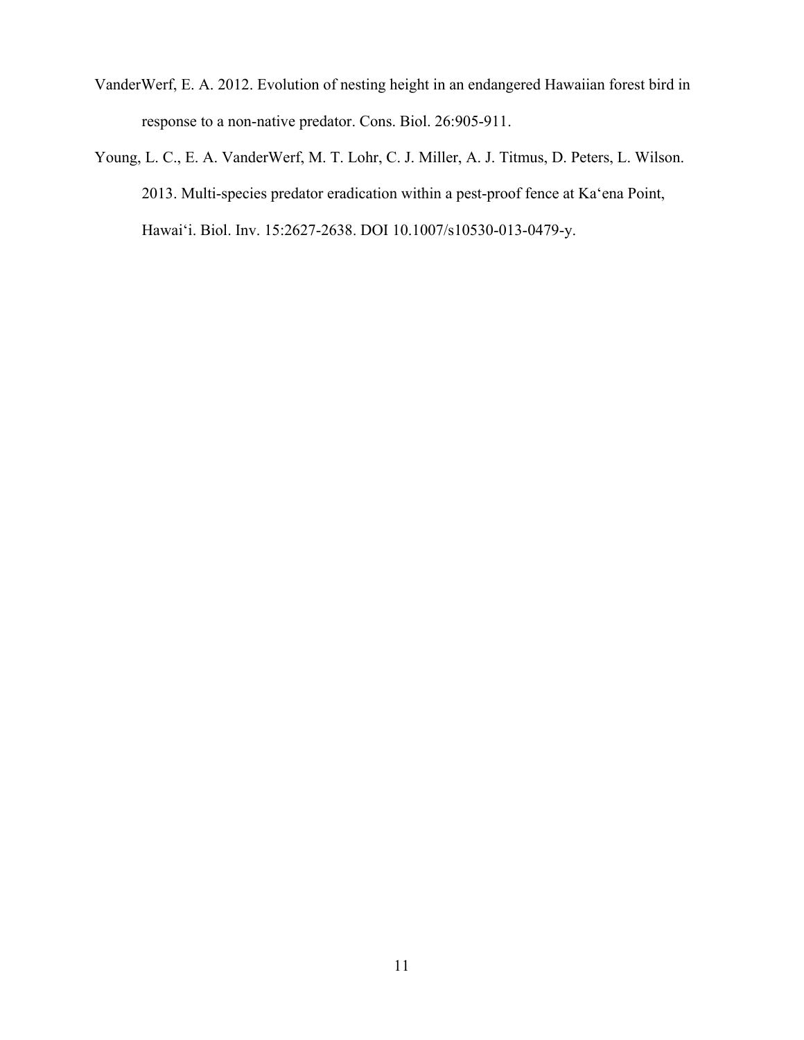VanderWerf, E. A. 2012. Evolution of nesting height in an endangered Hawaiian forest bird in response to a non-native predator. Cons. Biol. 26:905-911.

Young, L. C., E. A. VanderWerf, M. T. Lohr, C. J. Miller, A. J. Titmus, D. Peters, L. Wilson. 2013. Multi-species predator eradication within a pest-proof fence at Kaʻena Point, Hawaiʻi. Biol. Inv. 15:2627-2638. DOI 10.1007/s10530-013-0479-y.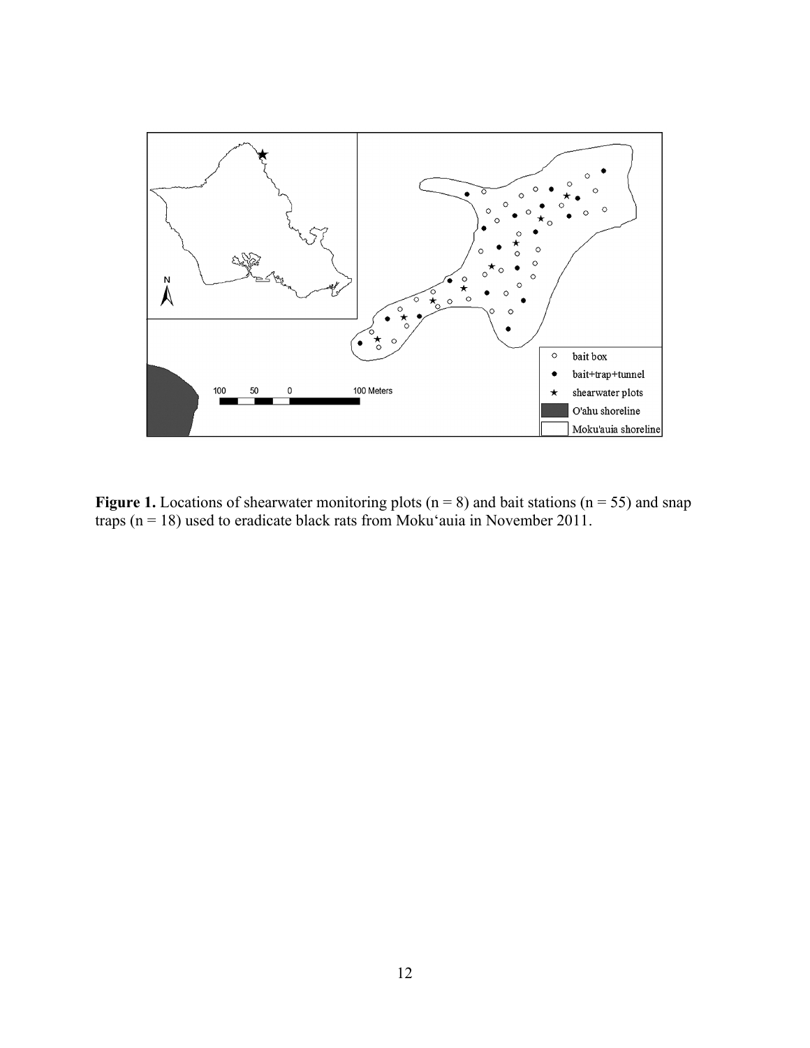**Figure 1.** Locations of shearwater monitoring plots (n = 8) and bait stations (n = 55) and snap traps (n = 18) used to eradicate black rats from Moku‘auia in November 2011.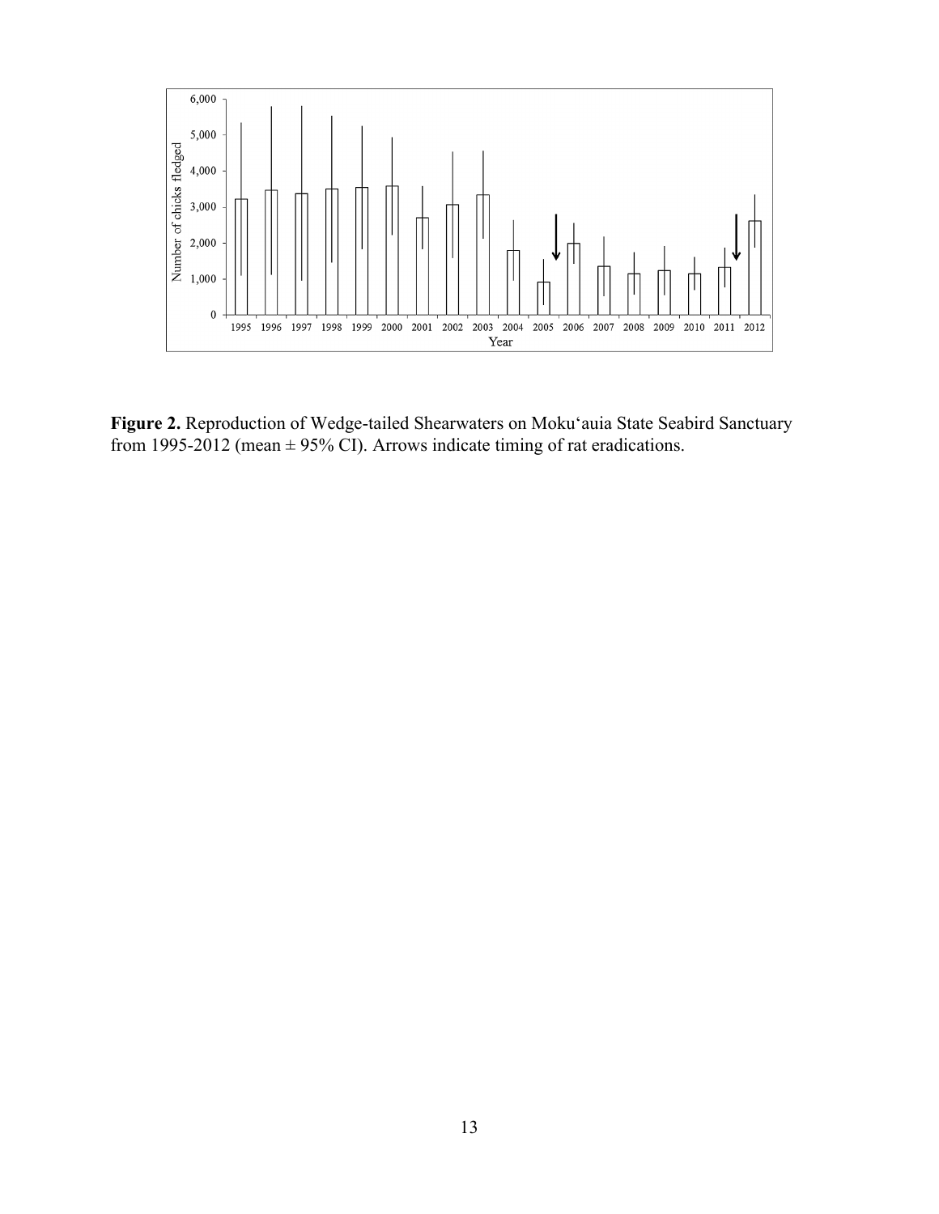**Figure 2.** Reproduction of Wedge-tailed Shearwaters on Moku'auia State Seabird Sanctuary from 1995-2012 (mean ± 95% CI). Arrows indicate timing of rat eradications.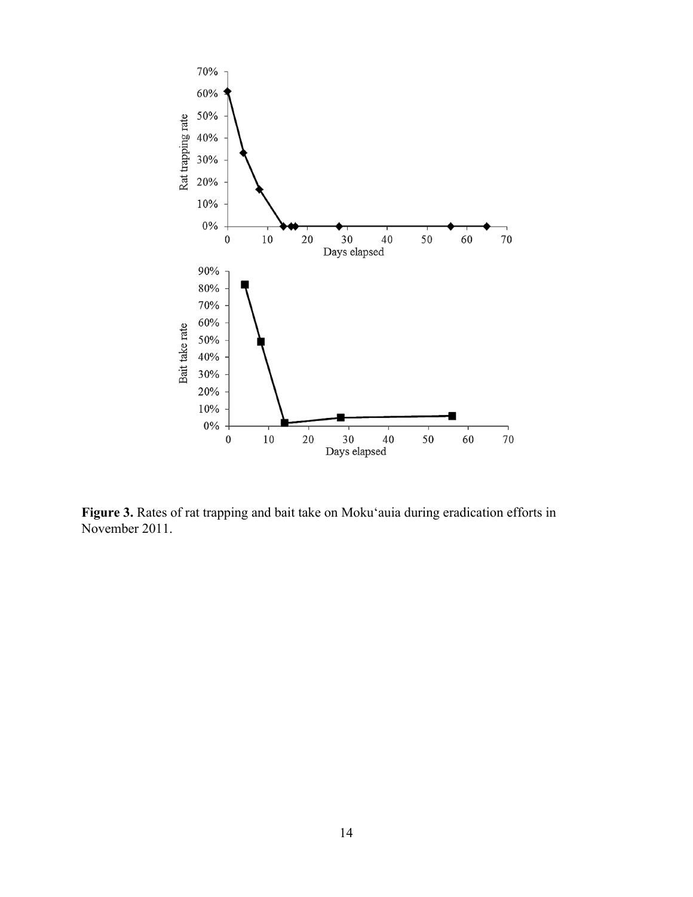70%
60%
50%
40%
30%
20%
10%
0%
Rat trapping rate
0 10 20 30 40 50 60 70
Days elapsed

90%
80%
70%
60%
50%
40%
30%
20%
10%
0%
Bait take rate
0 10 20 30 40 50 60 70
Days elapsed

**Figure 3.** Rates of rat trapping and bait take on Moku'auia during eradication efforts in November 2011.